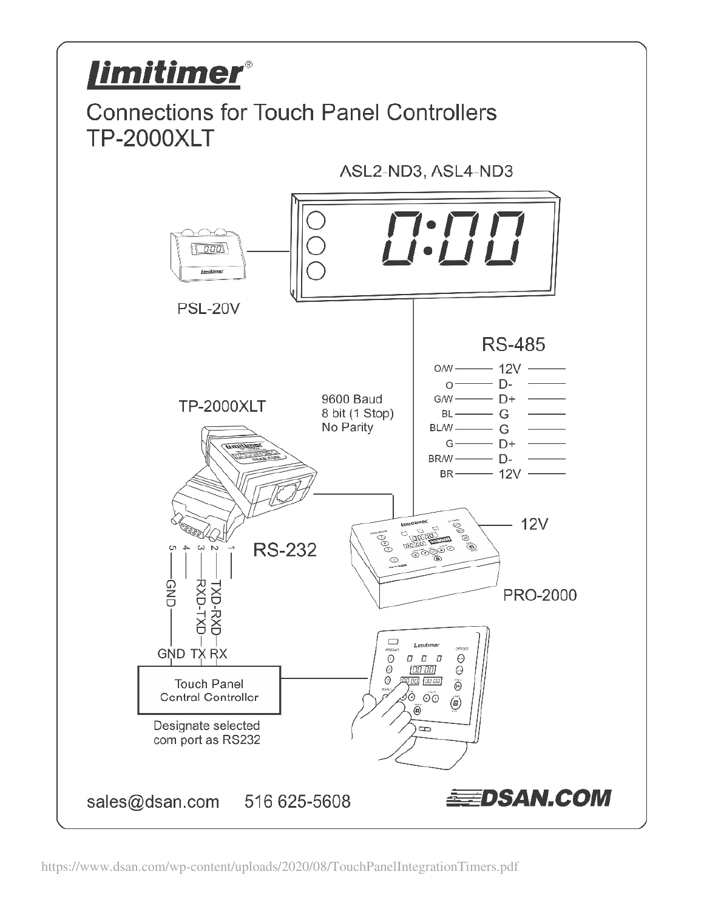# Limitimer®

## Connections for Touch Panel Controllers TP-2000XLT

ASL2-ND3, ASL4-ND3

PSL-20V

RS-485

| | |
|---|---|
| O/W | 12V |
| O | D- |
| G/W | D+ |
| BL | G |
| BL/W | G |
| G | D+ |
| BR/W | D- |
| BR | 12V |

TP-2000XLT

9600 Baud
8 bit (1 Stop)
No Parity

12V

RS-232

5 4 3 2 1

GND RXD-TXD TXD-RXD

PRO-2000

GND TX RX

Touch Panel Central Controller

Designate selected com port as RS232

sales@dsan.com 516 625-5608

DSAN.COM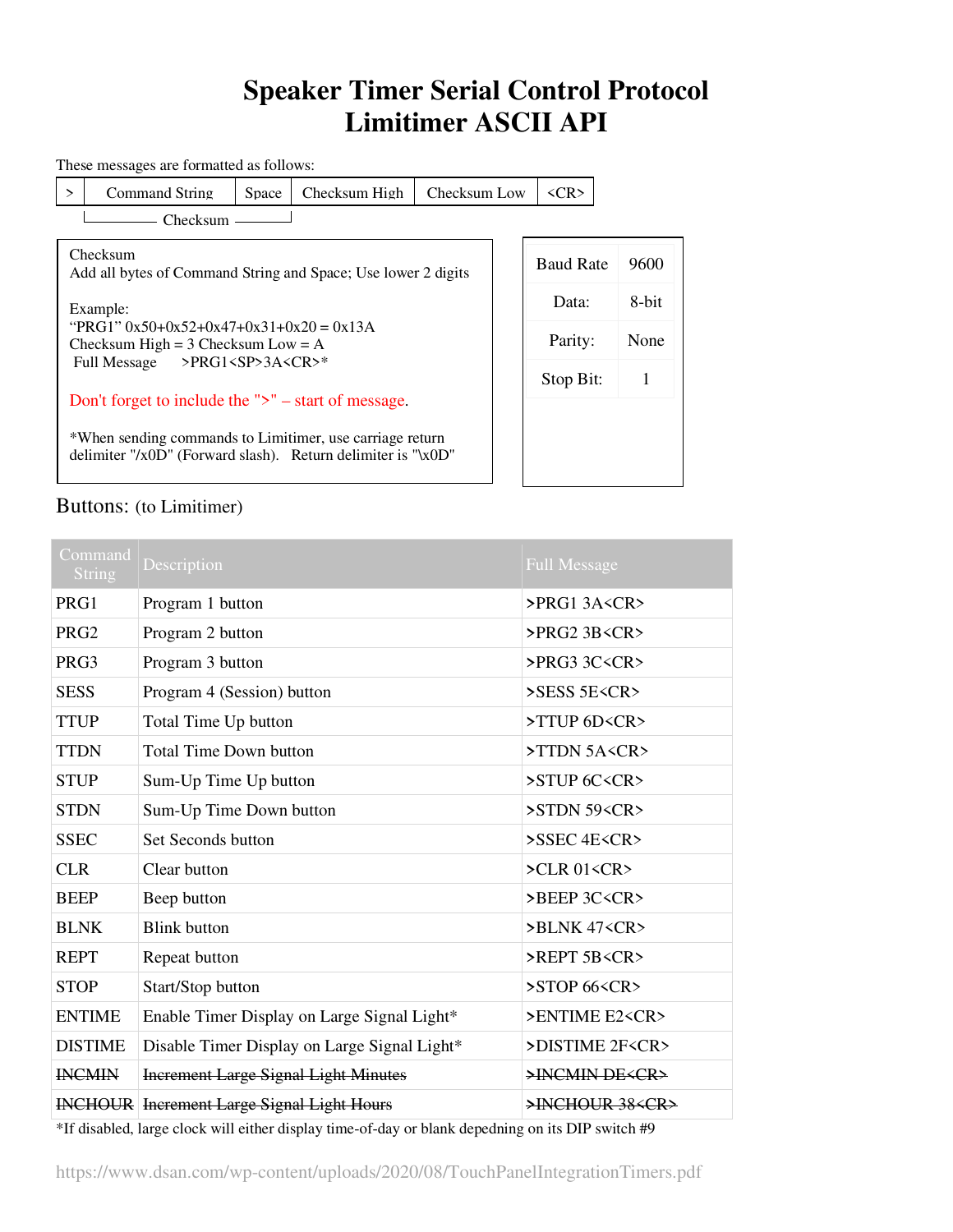# Speaker Timer Serial Control Protocol
# Limitimer ASCII API

These messages are formatted as follows:

| > | Command String | Space | Checksum High | Checksum Low | <CR> |
|---|---|---|---|---|---|

(Checksum covers Command String and Space)

Checksum
Add all bytes of Command String and Space; Use lower 2 digits

Example:
"PRG1" 0x50+0x52+0x47+0x31+0x20 = 0x13A
Checksum High = 3 Checksum Low = A
Full Message >PRG1<SP>3A<CR>*

Don't forget to include the ">" – start of message.

*When sending commands to Limitimer, use carriage return delimiter "/x0D" (Forward slash). Return delimiter is "\x0D"

| Baud Rate | 9600 |
|---|---|
| Data: | 8-bit |
| Parity: | None |
| Stop Bit: | 1 |

## Buttons: (to Limitimer)

| Command String | Description | Full Message |
|---|---|---|
| PRG1 | Program 1 button | >PRG1 3A<CR> |
| PRG2 | Program 2 button | >PRG2 3B<CR> |
| PRG3 | Program 3 button | >PRG3 3C<CR> |
| SESS | Program 4 (Session) button | >SESS 5E<CR> |
| TTUP | Total Time Up button | >TTUP 6D<CR> |
| TTDN | Total Time Down button | >TTDN 5A<CR> |
| STUP | Sum-Up Time Up button | >STUP 6C<CR> |
| STDN | Sum-Up Time Down button | >STDN 59<CR> |
| SSEC | Set Seconds button | >SSEC 4E<CR> |
| CLR | Clear button | >CLR 01<CR> |
| BEEP | Beep button | >BEEP 3C<CR> |
| BLNK | Blink button | >BLNK 47<CR> |
| REPT | Repeat button | >REPT 5B<CR> |
| STOP | Start/Stop button | >STOP 66<CR> |
| ENTIME | Enable Timer Display on Large Signal Light* | >ENTIME E2<CR> |
| DISTIME | Disable Timer Display on Large Signal Light* | >DISTIME 2F<CR> |
| ~~INCMIN~~ | ~~Increment Large Signal Light Minutes~~ | ~~>INCMIN DE<CR>~~ |
| ~~INCHOUR~~ | ~~Increment Large Signal Light Hours~~ | ~~>INCHOUR 38<CR>~~ |

*If disabled, large clock will either display time-of-day or blank depedning on its DIP switch #9

https://www.dsan.com/wp-content/uploads/2020/08/TouchPanelIntegrationTimers.pdf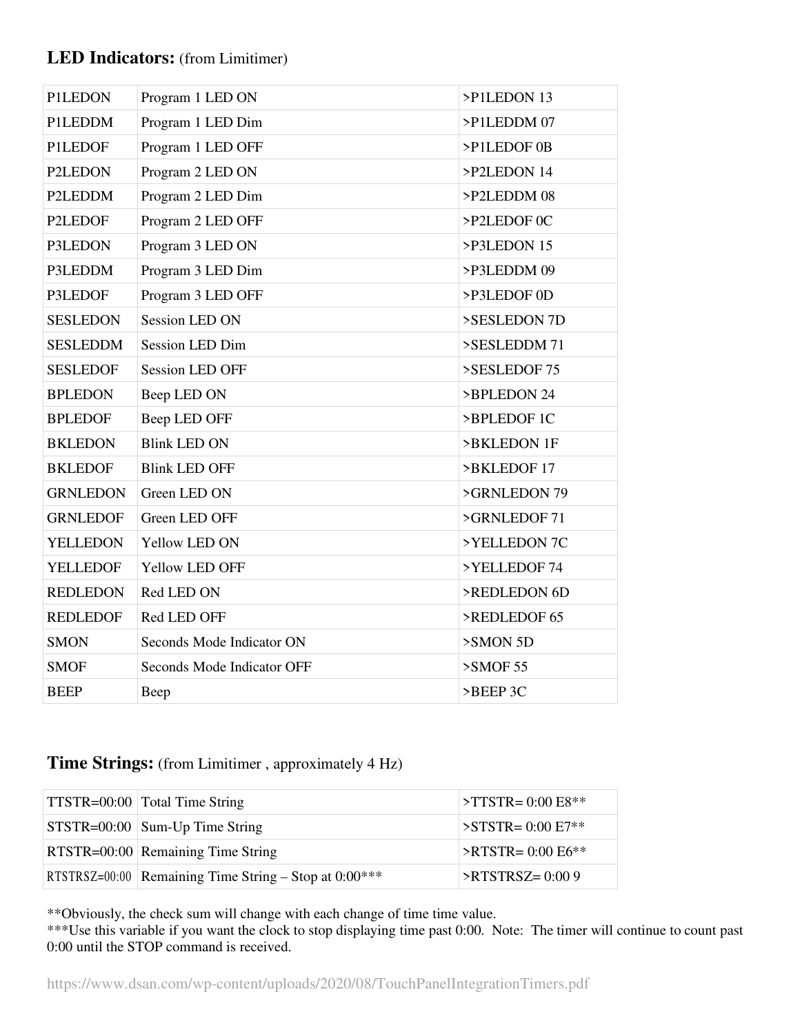## **LED Indicators:** (from Limitimer)

| | | |
|---|---|---|
| P1LEDON | Program 1 LED ON | >P1LEDON 13 |
| P1LEDDM | Program 1 LED Dim | >P1LEDDM 07 |
| P1LEDOF | Program 1 LED OFF | >P1LEDOF 0B |
| P2LEDON | Program 2 LED ON | >P2LEDON 14 |
| P2LEDDM | Program 2 LED Dim | >P2LEDDM 08 |
| P2LEDOF | Program 2 LED OFF | >P2LEDOF 0C |
| P3LEDON | Program 3 LED ON | >P3LEDON 15 |
| P3LEDDM | Program 3 LED Dim | >P3LEDDM 09 |
| P3LEDOF | Program 3 LED OFF | >P3LEDOF 0D |
| SESLEDON | Session LED ON | >SESLEDON 7D |
| SESLEDDM | Session LED Dim | >SESLEDDM 71 |
| SESLEDOF | Session LED OFF | >SESLEDOF 75 |
| BPLEDON | Beep LED ON | >BPLEDON 24 |
| BPLEDOF | Beep LED OFF | >BPLEDOF 1C |
| BKLEDON | Blink LED ON | >BKLEDON 1F |
| BKLEDOF | Blink LED OFF | >BKLEDOF 17 |
| GRNLEDON | Green LED ON | >GRNLEDON 79 |
| GRNLEDOF | Green LED OFF | >GRNLEDOF 71 |
| YELLEDON | Yellow LED ON | >YELLEDON 7C |
| YELLEDOF | Yellow LED OFF | >YELLEDOF 74 |
| REDLEDON | Red LED ON | >REDLEDON 6D |
| REDLEDOF | Red LED OFF | >REDLEDOF 65 |
| SMON | Seconds Mode Indicator ON | >SMON 5D |
| SMOF | Seconds Mode Indicator OFF | >SMOF 55 |
| BEEP | Beep | >BEEP 3C |

## **Time Strings:** (from Limitimer , approximately 4 Hz)

| | | |
|---|---|---|
| TTSTR=00:00 | Total Time String | >TTSTR= 0:00 E8** |
| STSTR=00:00 | Sum-Up Time String | >STSTR= 0:00 E7** |
| RTSTR=00:00 | Remaining Time String | >RTSTR= 0:00 E6** |
| RTSTRSZ=00:00 | Remaining Time String – Stop at 0:00*** | >RTSTRSZ= 0:00 9 |

**Obviously, the check sum will change with each change of time time value.
***Use this variable if you want the clock to stop displaying time past 0:00. Note: The timer will continue to count past 0:00 until the STOP command is received.

https://www.dsan.com/wp-content/uploads/2020/08/TouchPanelIntegrationTimers.pdf